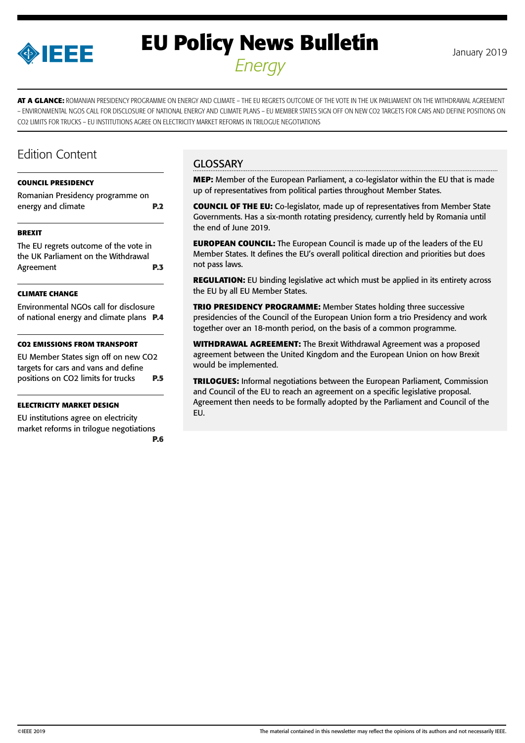# EU Policy News Bulletin

*Energy*

January 2019

**AT A GLANCE:** ROMANIAN PRESIDENCY PROGRAMME ON ENERGY AND CLIMATE – THE EU REGRETS OUTCOME OF THE VOTE IN THE UK PARLIAMENT ON THE WITHDRAWAL AGREEMENT – ENVIRONMENTAL NGOS CALL FOR DISCLOSURE OF NATIONAL ENERGY AND CLIMATE PLANS – EU MEMBER STATES SIGN OFF ON NEW CO2 TARGETS FOR CARS AND DEFINE POSITIONS ON CO2 LIMITS FOR TRUCKS – EU INSTITUTIONS AGREE ON ELECTRICITY MARKET REFORMS IN TRILOGUE NEGOTIATIONS

## Edition Content

**COUNCIL PRESIDENCY**

Romanian Presidency programme on energy and climate **P.2**

**BREXIT**

The EU regrets outcome of the vote in the UK Parliament on the Withdrawal Agreement **P.3**

**CLIMATE CHANGE**

Environmental NGOs call for disclosure of national energy and climate plans **P.4**

**CO2 EMISSIONS FROM TRANSPORT**

EU Member States sign off on new CO2 targets for cars and vans and define positions on CO2 limits for trucks **P.5**

**ELECTRICITY MARKET DESIGN**

EU institutions agree on electricity market reforms in trilogue negotiations **P.6**

## GLOSSARY

**MEP:** Member of the European Parliament, a co-legislator within the EU that is made up of representatives from political parties throughout Member States.

**COUNCIL OF THE EU:** Co-legislator, made up of representatives from Member State Governments. Has a six-month rotating presidency, currently held by Romania until the end of June 2019.

**EUROPEAN COUNCIL:** The European Council is made up of the leaders of the EU Member States. It defines the EU's overall political direction and priorities but does not pass laws.

**REGULATION:** EU binding legislative act which must be applied in its entirety across the EU by all EU Member States.

**TRIO PRESIDENCY PROGRAMME:** Member States holding three successive presidencies of the Council of the European Union form a trio Presidency and work together over an 18-month period, on the basis of a common programme.

**WITHDRAWAL AGREEMENT:** The Brexit Withdrawal Agreement was a proposed agreement between the United Kingdom and the European Union on how Brexit would be implemented.

**TRILOGUES:** Informal negotiations between the European Parliament, Commission and Council of the EU to reach an agreement on a specific legislative proposal. Agreement then needs to be formally adopted by the Parliament and Council of the EU.

©IEEE 2019

The material contained in this newsletter may reflect the opinions of its authors and not necessarily IEEE.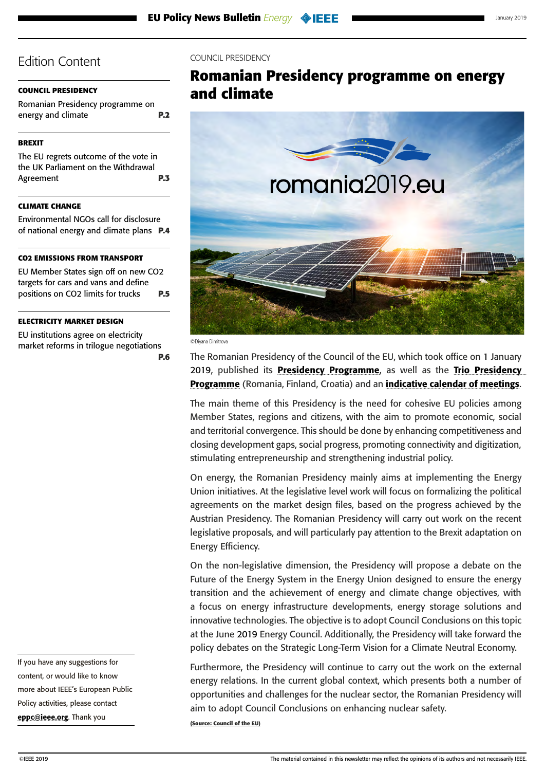## Edition Content

**COUNCIL PRESIDENCY**

Romanian Presidency programme on energy and climate **P.2**

**BREXIT**

The EU regrets outcome of the vote in the UK Parliament on the Withdrawal Agreement **P.3**

**CLIMATE CHANGE**

Environmental NGOs call for disclosure of national energy and climate plans **P.4**

**CO2 EMISSIONS FROM TRANSPORT**

EU Member States sign off on new $CO_2$ targets for cars and vans and define positions on $CO_2$ limits for trucks **P.5**

**ELECTRICITY MARKET DESIGN**

EU institutions agree on electricity market reforms in trilogue negotiations **P.6**

If you have any suggestions for content, or would like to know more about IEEE's European Public Policy activities, please contact **eppc@ieee.org**. Thank you

COUNCIL PRESIDENCY

# Romanian Presidency programme on energy and climate

romania2019.eu

©Diyana Dimitrova

The Romanian Presidency of the Council of the EU, which took office on 1 January 2019, published its **Presidency Programme**, as well as the **Trio Presidency Programme** (Romania, Finland, Croatia) and an **indicative calendar of meetings**.

The main theme of this Presidency is the need for cohesive EU policies among Member States, regions and citizens, with the aim to promote economic, social and territorial convergence. This should be done by enhancing competitiveness and closing development gaps, social progress, promoting connectivity and digitization, stimulating entrepreneurship and strengthening industrial policy.

On energy, the Romanian Presidency mainly aims at implementing the Energy Union initiatives. At the legislative level work will focus on formalizing the political agreements on the market design files, based on the progress achieved by the Austrian Presidency. The Romanian Presidency will carry out work on the recent legislative proposals, and will particularly pay attention to the Brexit adaptation on Energy Efficiency.

On the non-legislative dimension, the Presidency will propose a debate on the Future of the Energy System in the Energy Union designed to ensure the energy transition and the achievement of energy and climate change objectives, with a focus on energy infrastructure developments, energy storage solutions and innovative technologies. The objective is to adopt Council Conclusions on this topic at the June 2019 Energy Council. Additionally, the Presidency will take forward the policy debates on the Strategic Long-Term Vision for a Climate Neutral Economy.

Furthermore, the Presidency will continue to carry out the work on the external energy relations. In the current global context, which presents both a number of opportunities and challenges for the nuclear sector, the Romanian Presidency will aim to adopt Council Conclusions on enhancing nuclear safety.

**(Source: Council of the EU)**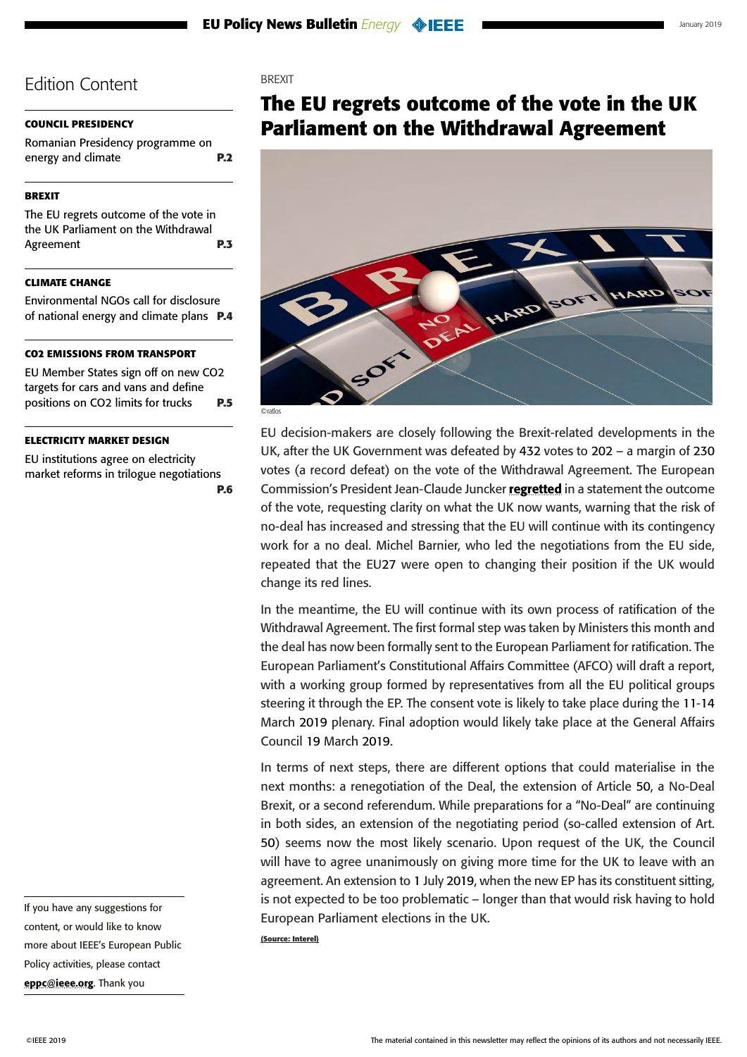## Edition Content

**COUNCIL PRESIDENCY**

Romanian Presidency programme on energy and climate **P.2**

**BREXIT**

The EU regrets outcome of the vote in the UK Parliament on the Withdrawal Agreement **P.3**

**CLIMATE CHANGE**

Environmental NGOs call for disclosure of national energy and climate plans **P.4**

**CO2 EMISSIONS FROM TRANSPORT**

EU Member States sign off on new CO2 targets for cars and vans and define positions on CO2 limits for trucks **P.5**

**ELECTRICITY MARKET DESIGN**

EU institutions agree on electricity market reforms in trilogue negotiations **P.6**

If you have any suggestions for content, or would like to know more about IEEE's European Public Policy activities, please contact **eppc@ieee.org**. Thank you

BREXIT

# The EU regrets outcome of the vote in the UK Parliament on the Withdrawal Agreement

©ratlos

EU decision-makers are closely following the Brexit-related developments in the UK, after the UK Government was defeated by 432 votes to 202 – a margin of 230 votes (a record defeat) on the vote of the Withdrawal Agreement. The European Commission's President Jean-Claude Juncker **regretted** in a statement the outcome of the vote, requesting clarity on what the UK now wants, warning that the risk of no-deal has increased and stressing that the EU will continue with its contingency work for a no deal. Michel Barnier, who led the negotiations from the EU side, repeated that the EU27 were open to changing their position if the UK would change its red lines.

In the meantime, the EU will continue with its own process of ratification of the Withdrawal Agreement. The first formal step was taken by Ministers this month and the deal has now been formally sent to the European Parliament for ratification. The European Parliament's Constitutional Affairs Committee (AFCO) will draft a report, with a working group formed by representatives from all the EU political groups steering it through the EP. The consent vote is likely to take place during the 11-14 March 2019 plenary. Final adoption would likely take place at the General Affairs Council 19 March 2019.

In terms of next steps, there are different options that could materialise in the next months: a renegotiation of the Deal, the extension of Article 50, a No-Deal Brexit, or a second referendum. While preparations for a "No-Deal" are continuing in both sides, an extension of the negotiating period (so-called extension of Art. 50) seems now the most likely scenario. Upon request of the UK, the Council will have to agree unanimously on giving more time for the UK to leave with an agreement. An extension to 1 July 2019, when the new EP has its constituent sitting, is not expected to be too problematic – longer than that would risk having to hold European Parliament elections in the UK.

**(Source: Interel)**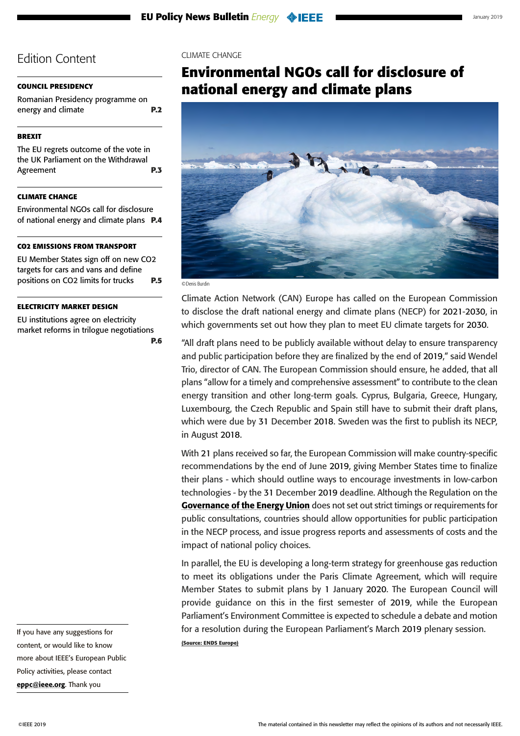## Edition Content

**COUNCIL PRESIDENCY**

Romanian Presidency programme on energy and climate **P.2**

**BREXIT**

The EU regrets outcome of the vote in the UK Parliament on the Withdrawal Agreement **P.3**

**CLIMATE CHANGE**

Environmental NGOs call for disclosure of national energy and climate plans **P.4**

**CO2 EMISSIONS FROM TRANSPORT**

EU Member States sign off on new CO2 targets for cars and vans and define positions on CO2 limits for trucks **P.5**

**ELECTRICITY MARKET DESIGN**

EU institutions agree on electricity market reforms in trilogue negotiations **P.6**

If you have any suggestions for content, or would like to know more about IEEE's European Public Policy activities, please contact **eppc@ieee.org**. Thank you

CLIMATE CHANGE

# Environmental NGOs call for disclosure of national energy and climate plans

©Denis Burdin

Climate Action Network (CAN) Europe has called on the European Commission to disclose the draft national energy and climate plans (NECP) for 2021-2030, in which governments set out how they plan to meet EU climate targets for 2030.

"All draft plans need to be publicly available without delay to ensure transparency and public participation before they are finalized by the end of 2019," said Wendel Trio, director of CAN. The European Commission should ensure, he added, that all plans "allow for a timely and comprehensive assessment" to contribute to the clean energy transition and other long-term goals. Cyprus, Bulgaria, Greece, Hungary, Luxembourg, the Czech Republic and Spain still have to submit their draft plans, which were due by 31 December 2018. Sweden was the first to publish its NECP, in August 2018.

With 21 plans received so far, the European Commission will make country-specific recommendations by the end of June 2019, giving Member States time to finalize their plans - which should outline ways to encourage investments in low-carbon technologies - by the 31 December 2019 deadline. Although the Regulation on the **Governance of the Energy Union** does not set out strict timings or requirements for public consultations, countries should allow opportunities for public participation in the NECP process, and issue progress reports and assessments of costs and the impact of national policy choices.

In parallel, the EU is developing a long-term strategy for greenhouse gas reduction to meet its obligations under the Paris Climate Agreement, which will require Member States to submit plans by 1 January 2020. The European Council will provide guidance on this in the first semester of 2019, while the European Parliament's Environment Committee is expected to schedule a debate and motion for a resolution during the European Parliament's March 2019 plenary session.

**(Source: ENDS Europe)**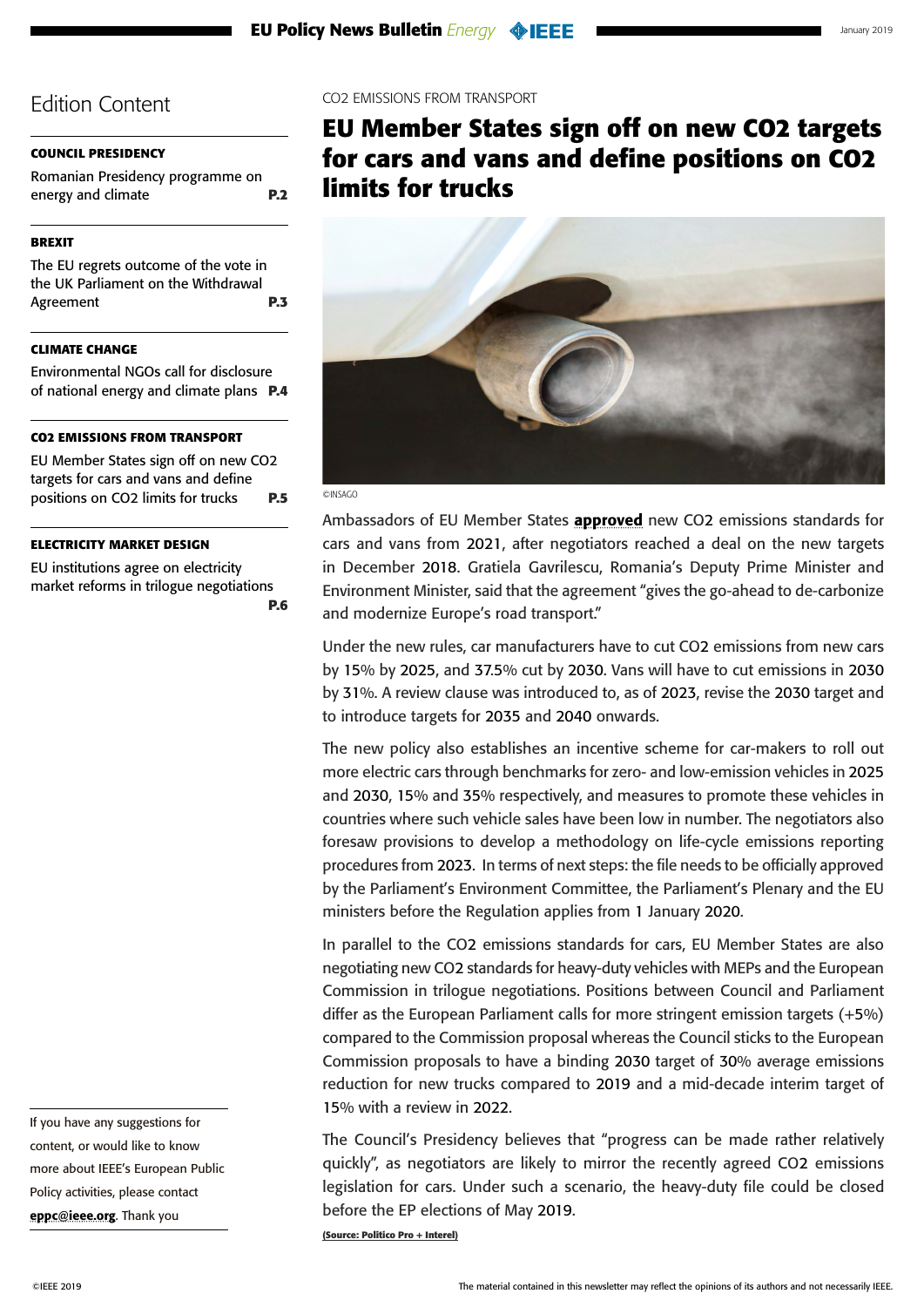## Edition Content

**COUNCIL PRESIDENCY**

Romanian Presidency programme on energy and climate **P.2**

**BREXIT**

The EU regrets outcome of the vote in the UK Parliament on the Withdrawal Agreement **P.3**

**CLIMATE CHANGE**

Environmental NGOs call for disclosure of national energy and climate plans **P.4**

**CO2 EMISSIONS FROM TRANSPORT**

EU Member States sign off on new CO2 targets for cars and vans and define positions on CO2 limits for trucks **P.5**

**ELECTRICITY MARKET DESIGN**

EU institutions agree on electricity market reforms in trilogue negotiations **P.6**

If you have any suggestions for content, or would like to know more about IEEE's European Public Policy activities, please contact **eppc@ieee.org**. Thank you

CO2 EMISSIONS FROM TRANSPORT

# EU Member States sign off on new CO2 targets for cars and vans and define positions on CO2 limits for trucks

©INSAGO

Ambassadors of EU Member States **approved** new CO2 emissions standards for cars and vans from 2021, after negotiators reached a deal on the new targets in December 2018. Gratiela Gavrilescu, Romania's Deputy Prime Minister and Environment Minister, said that the agreement "gives the go-ahead to de-carbonize and modernize Europe's road transport."

Under the new rules, car manufacturers have to cut CO2 emissions from new cars by 15% by 2025, and 37.5% cut by 2030. Vans will have to cut emissions in 2030 by 31%. A review clause was introduced to, as of 2023, revise the 2030 target and to introduce targets for 2035 and 2040 onwards.

The new policy also establishes an incentive scheme for car-makers to roll out more electric cars through benchmarks for zero- and low-emission vehicles in 2025 and 2030, 15% and 35% respectively, and measures to promote these vehicles in countries where such vehicle sales have been low in number. The negotiators also foresaw provisions to develop a methodology on life-cycle emissions reporting procedures from 2023. In terms of next steps: the file needs to be officially approved by the Parliament's Environment Committee, the Parliament's Plenary and the EU ministers before the Regulation applies from 1 January 2020.

In parallel to the CO2 emissions standards for cars, EU Member States are also negotiating new CO2 standards for heavy-duty vehicles with MEPs and the European Commission in trilogue negotiations. Positions between Council and Parliament differ as the European Parliament calls for more stringent emission targets (+5%) compared to the Commission proposal whereas the Council sticks to the European Commission proposals to have a binding 2030 target of 30% average emissions reduction for new trucks compared to 2019 and a mid-decade interim target of 15% with a review in 2022.

The Council's Presidency believes that "progress can be made rather relatively quickly", as negotiators are likely to mirror the recently agreed CO2 emissions legislation for cars. Under such a scenario, the heavy-duty file could be closed before the EP elections of May 2019.

**(Source: Politico Pro + Interel)**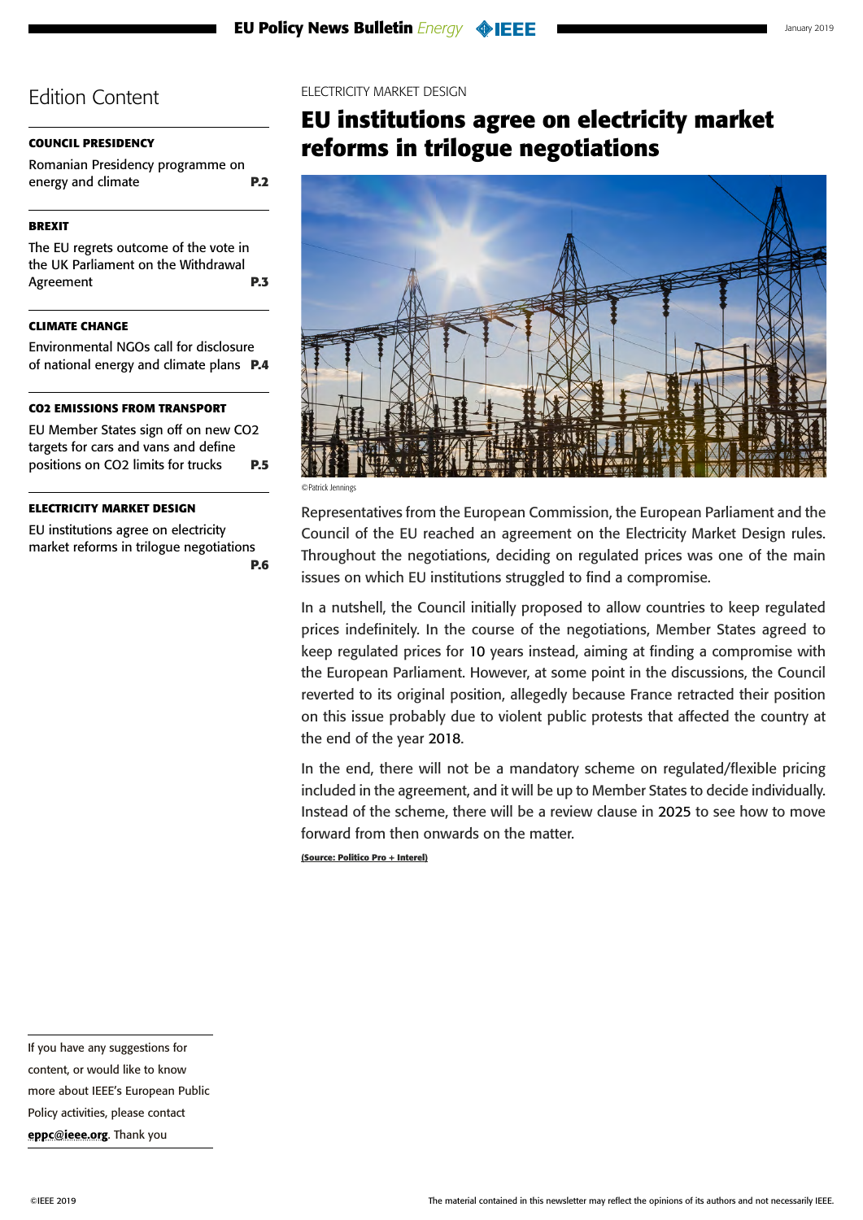## Edition Content

**COUNCIL PRESIDENCY**

Romanian Presidency programme on energy and climate **P.2**

**BREXIT**

The EU regrets outcome of the vote in the UK Parliament on the Withdrawal Agreement **P.3**

**CLIMATE CHANGE**

Environmental NGOs call for disclosure of national energy and climate plans **P.4**

**CO2 EMISSIONS FROM TRANSPORT**

EU Member States sign off on new CO2 targets for cars and vans and define positions on CO2 limits for trucks **P.5**

**ELECTRICITY MARKET DESIGN**

EU institutions agree on electricity market reforms in trilogue negotiations **P.6**

If you have any suggestions for content, or would like to know more about IEEE's European Public Policy activities, please contact **eppc@ieee.org**. Thank you

ELECTRICITY MARKET DESIGN

# EU institutions agree on electricity market reforms in trilogue negotiations

©Patrick Jennings

Representatives from the European Commission, the European Parliament and the Council of the EU reached an agreement on the Electricity Market Design rules. Throughout the negotiations, deciding on regulated prices was one of the main issues on which EU institutions struggled to find a compromise.

In a nutshell, the Council initially proposed to allow countries to keep regulated prices indefinitely. In the course of the negotiations, Member States agreed to keep regulated prices for 10 years instead, aiming at finding a compromise with the European Parliament. However, at some point in the discussions, the Council reverted to its original position, allegedly because France retracted their position on this issue probably due to violent public protests that affected the country at the end of the year 2018.

In the end, there will not be a mandatory scheme on regulated/flexible pricing included in the agreement, and it will be up to Member States to decide individually. Instead of the scheme, there will be a review clause in 2025 to see how to move forward from then onwards on the matter.

**(Source: Politico Pro + Interel)**